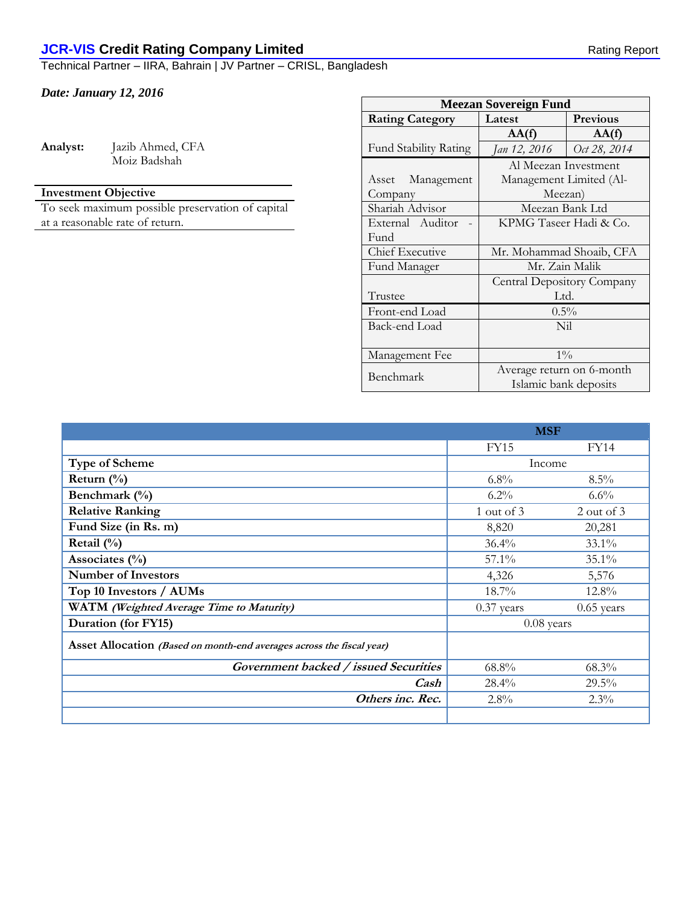**JCR-VIS Credit Rating Company Limited** Rating Report

Technical Partner – IIRA, Bahrain | JV Partner – CRISL, Bangladesh

***Date: January 12, 2016***

**Analyst:** Jazib Ahmed, CFA
Moiz Badshah

| Meezan Sovereign Fund | | |
|---|---|---|
| **Rating Category** | **Latest** | **Previous** |
| Fund Stability Rating | **AA(f)** *Jan 12, 2016* | **AA(f)** *Oct 28, 2014* |
| Asset Management Company | Al Meezan Investment Management Limited (Al-Meezan) | |
| Shariah Advisor | Meezan Bank Ltd | |
| External Auditor - Fund | KPMG Taseer Hadi & Co. | |
| Chief Executive | Mr. Mohammad Shoaib, CFA | |
| Fund Manager | Mr. Zain Malik | |
| Trustee | Central Depository Company Ltd. | |
| Front-end Load | 0.5% | |
| Back-end Load | Nil | |
| Management Fee | 1% | |
| Benchmark | Average return on 6-month Islamic bank deposits | |

**Investment Objective**

To seek maximum possible preservation of capital at a reasonable rate of return.

| | **MSF** | |
|---|---|---|
| | FY15 | FY14 |
| **Type of Scheme** | Income | |
| **Return (%)** | 6.8% | 8.5% |
| **Benchmark (%)** | 6.2% | 6.6% |
| **Relative Ranking** | 1 out of 3 | 2 out of 3 |
| **Fund Size (in Rs. m)** | 8,820 | 20,281 |
| **Retail (%)** | 36.4% | 33.1% |
| **Associates (%)** | 57.1% | 35.1% |
| **Number of Investors** | 4,326 | 5,576 |
| **Top 10 Investors / AUMs** | 18.7% | 12.8% |
| **WATM** ***(Weighted Average Time to Maturity)*** | 0.37 years | 0.65 years |
| **Duration (for FY15)** | 0.08 years | |
| **Asset Allocation** ***(Based on month-end averages across the fiscal year)*** | | |
| ***Government backed / issued Securities*** | 68.8% | 68.3% |
| ***Cash*** | 28.4% | 29.5% |
| ***Others inc. Rec.*** | 2.8% | 2.3% |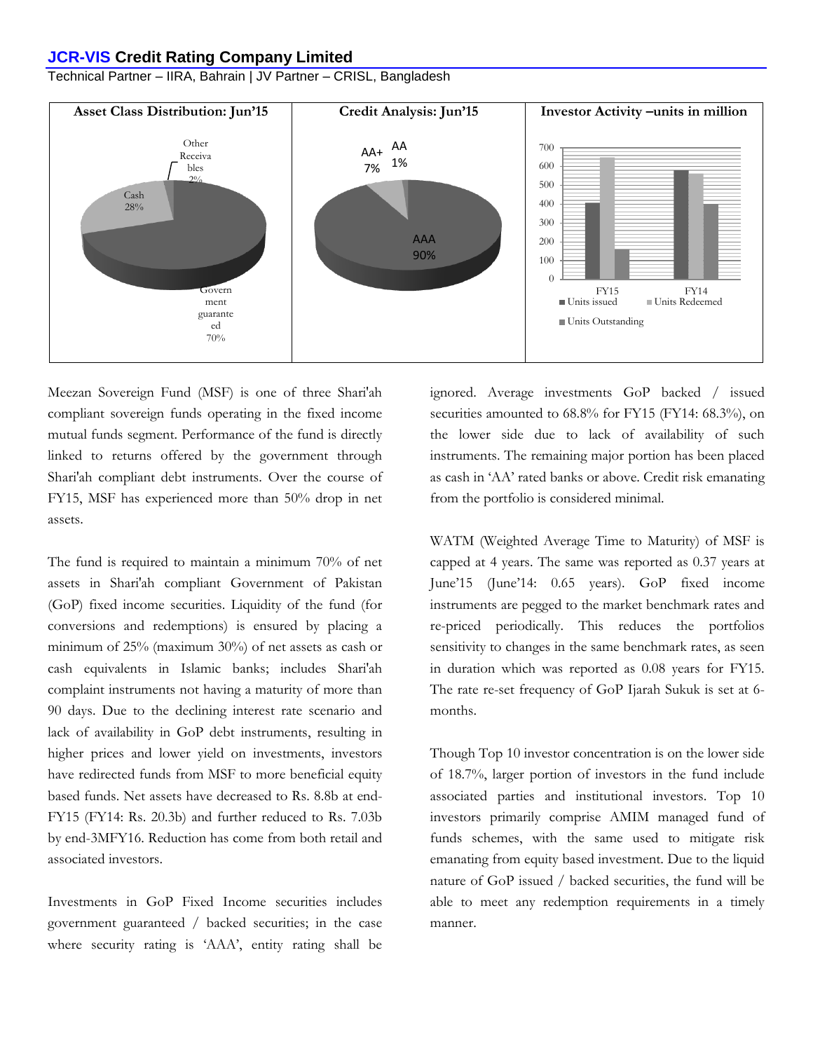**Asset Class Distribution: Jun'15**

Other Receivables 2%
Cash 28%
Government guaranteed 70%

**Credit Analysis: Jun'15**

AA+ 7%
AA 1%
AAA 90%

**Investor Activity –units in million**

| | Units issued | Units Redeemed | Units Outstanding |
|---|---|---|---|
| FY15 | ~405 | ~645 | ~160 |
| FY14 | ~580 | ~560 | ~400 |

Meezan Sovereign Fund (MSF) is one of three Shari'ah compliant sovereign funds operating in the fixed income mutual funds segment. Performance of the fund is directly linked to returns offered by the government through Shari'ah compliant debt instruments. Over the course of FY15, MSF has experienced more than 50% drop in net assets.

The fund is required to maintain a minimum 70% of net assets in Shari'ah compliant Government of Pakistan (GoP) fixed income securities. Liquidity of the fund (for conversions and redemptions) is ensured by placing a minimum of 25% (maximum 30%) of net assets as cash or cash equivalents in Islamic banks; includes Shari'ah complaint instruments not having a maturity of more than 90 days. Due to the declining interest rate scenario and lack of availability in GoP debt instruments, resulting in higher prices and lower yield on investments, investors have redirected funds from MSF to more beneficial equity based funds. Net assets have decreased to Rs. 8.8b at end-FY15 (FY14: Rs. 20.3b) and further reduced to Rs. 7.03b by end-3MFY16. Reduction has come from both retail and associated investors.

Investments in GoP Fixed Income securities includes government guaranteed / backed securities; in the case where security rating is 'AAA', entity rating shall be ignored. Average investments GoP backed / issued securities amounted to 68.8% for FY15 (FY14: 68.3%), on the lower side due to lack of availability of such instruments. The remaining major portion has been placed as cash in 'AA' rated banks or above. Credit risk emanating from the portfolio is considered minimal.

WATM (Weighted Average Time to Maturity) of MSF is capped at 4 years. The same was reported as 0.37 years at June'15 (June'14: 0.65 years). GoP fixed income instruments are pegged to the market benchmark rates and re-priced periodically. This reduces the portfolios sensitivity to changes in the same benchmark rates, as seen in duration which was reported as 0.08 years for FY15. The rate re-set frequency of GoP Ijarah Sukuk is set at 6-months.

Though Top 10 investor concentration is on the lower side of 18.7%, larger portion of investors in the fund include associated parties and institutional investors. Top 10 investors primarily comprise AMIM managed fund of funds schemes, with the same used to mitigate risk emanating from equity based investment. Due to the liquid nature of GoP issued / backed securities, the fund will be able to meet any redemption requirements in a timely manner.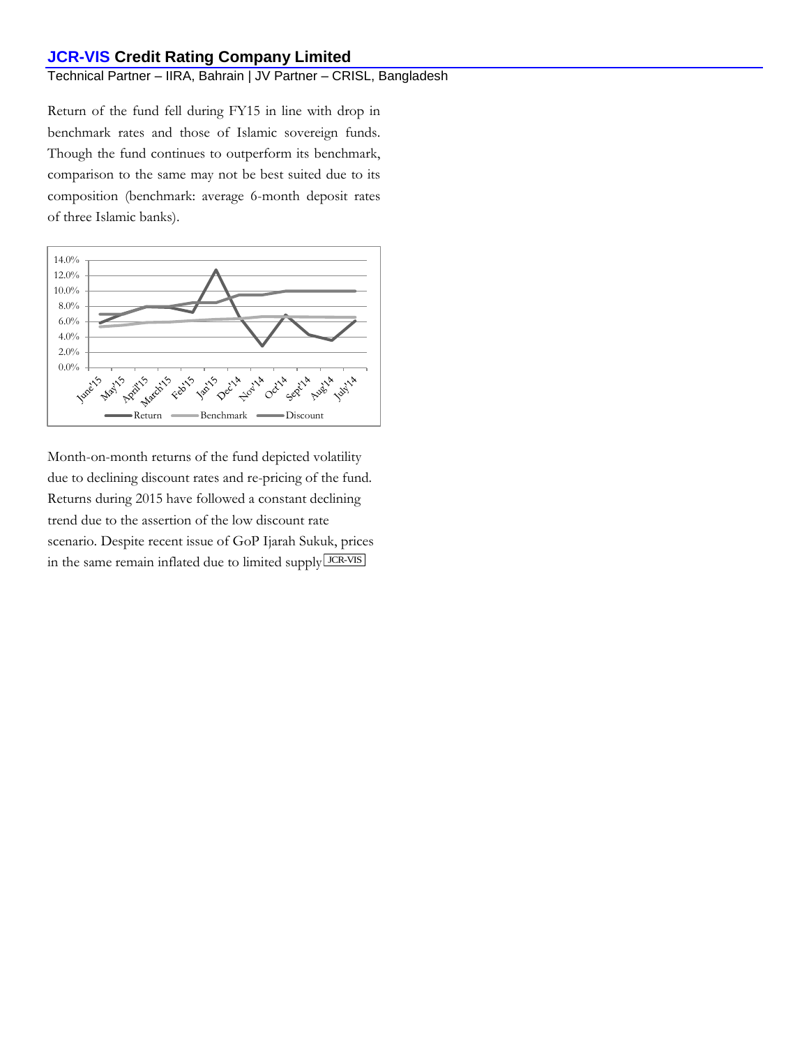Return of the fund fell during FY15 in line with drop in benchmark rates and those of Islamic sovereign funds. Though the fund continues to outperform its benchmark, comparison to the same may not be best suited due to its composition (benchmark: average 6-month deposit rates of three Islamic banks).

Month-on-month returns of the fund depicted volatility due to declining discount rates and re-pricing of the fund. Returns during 2015 have followed a constant declining trend due to the assertion of the low discount rate scenario. Despite recent issue of GoP Ijarah Sukuk, prices in the same remain inflated due to limited supply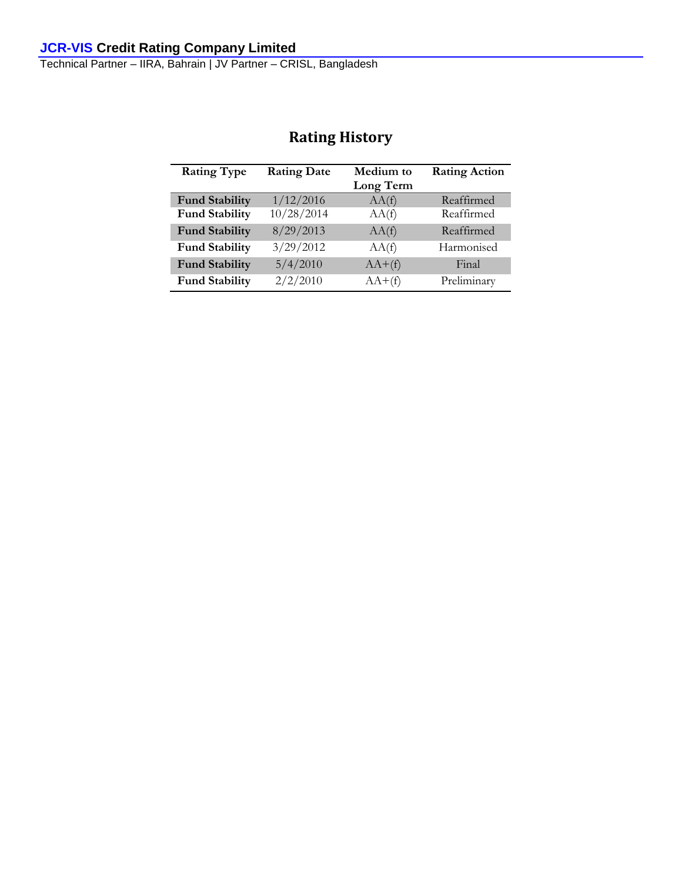## Rating History

| Rating Type | Rating Date | Medium to Long Term | Rating Action |
|---|---|---|---|
| **Fund Stability** | 1/12/2016 | AA(f) | Reaffirmed |
| **Fund Stability** | 10/28/2014 | AA(f) | Reaffirmed |
| **Fund Stability** | 8/29/2013 | AA(f) | Reaffirmed |
| **Fund Stability** | 3/29/2012 | AA(f) | Harmonised |
| **Fund Stability** | 5/4/2010 | AA+(f) | Final |
| **Fund Stability** | 2/2/2010 | AA+(f) | Preliminary |